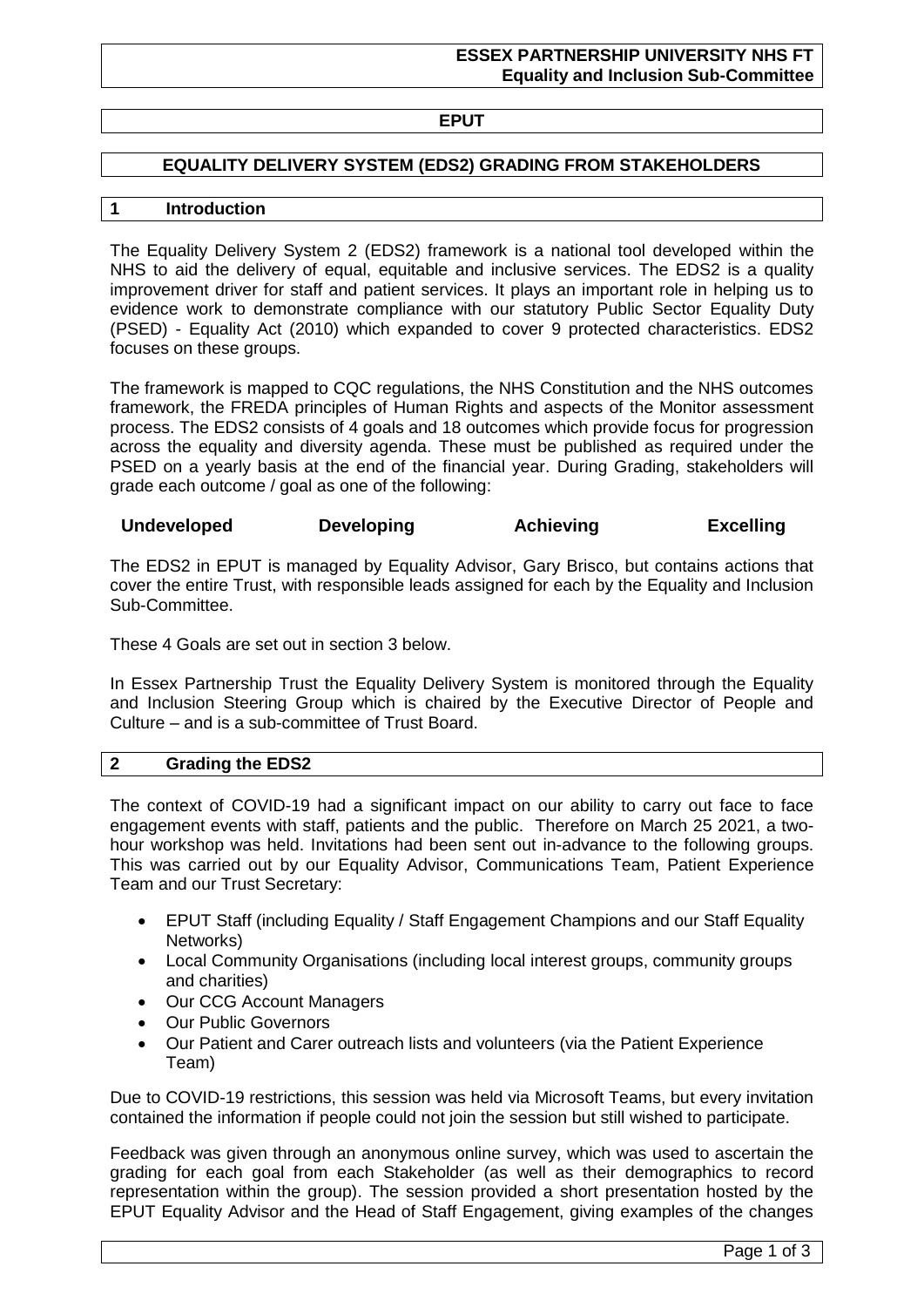**ESSEX PARTNERSHIP UNIVERSITY NHS FT**
**Equality and Inclusion Sub-Committee**

# EPUT

## EQUALITY DELIVERY SYSTEM (EDS2) GRADING FROM STAKEHOLDERS

## 1 Introduction

The Equality Delivery System 2 (EDS2) framework is a national tool developed within the NHS to aid the delivery of equal, equitable and inclusive services. The EDS2 is a quality improvement driver for staff and patient services. It plays an important role in helping us to evidence work to demonstrate compliance with our statutory Public Sector Equality Duty (PSED) - Equality Act (2010) which expanded to cover 9 protected characteristics. EDS2 focuses on these groups.

The framework is mapped to CQC regulations, the NHS Constitution and the NHS outcomes framework, the FREDA principles of Human Rights and aspects of the Monitor assessment process. The EDS2 consists of 4 goals and 18 outcomes which provide focus for progression across the equality and diversity agenda. These must be published as required under the PSED on a yearly basis at the end of the financial year. During Grading, stakeholders will grade each outcome / goal as one of the following:

**Undeveloped** **Developing** **Achieving** **Excelling**

The EDS2 in EPUT is managed by Equality Advisor, Gary Brisco, but contains actions that cover the entire Trust, with responsible leads assigned for each by the Equality and Inclusion Sub-Committee.

These 4 Goals are set out in section 3 below.

In Essex Partnership Trust the Equality Delivery System is monitored through the Equality and Inclusion Steering Group which is chaired by the Executive Director of People and Culture – and is a sub-committee of Trust Board.

## 2 Grading the EDS2

The context of COVID-19 had a significant impact on our ability to carry out face to face engagement events with staff, patients and the public. Therefore on March 25 2021, a two-hour workshop was held. Invitations had been sent out in-advance to the following groups. This was carried out by our Equality Advisor, Communications Team, Patient Experience Team and our Trust Secretary:

- EPUT Staff (including Equality / Staff Engagement Champions and our Staff Equality Networks)
- Local Community Organisations (including local interest groups, community groups and charities)
- Our CCG Account Managers
- Our Public Governors
- Our Patient and Carer outreach lists and volunteers (via the Patient Experience Team)

Due to COVID-19 restrictions, this session was held via Microsoft Teams, but every invitation contained the information if people could not join the session but still wished to participate.

Feedback was given through an anonymous online survey, which was used to ascertain the grading for each goal from each Stakeholder (as well as their demographics to record representation within the group). The session provided a short presentation hosted by the EPUT Equality Advisor and the Head of Staff Engagement, giving examples of the changes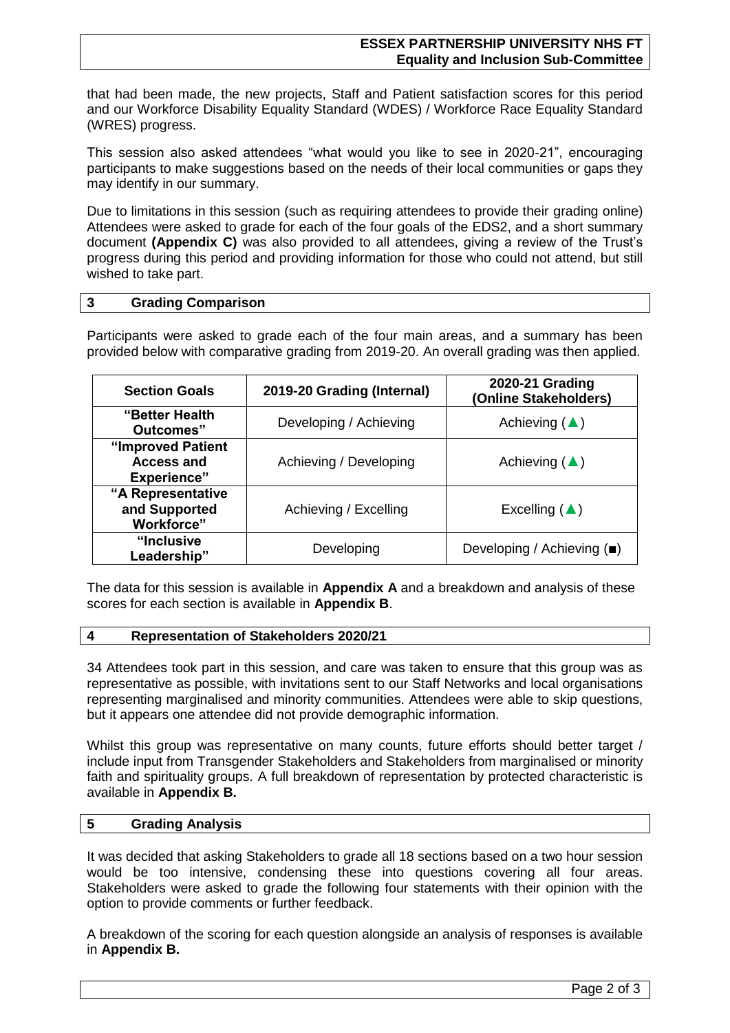that had been made, the new projects, Staff and Patient satisfaction scores for this period and our Workforce Disability Equality Standard (WDES) / Workforce Race Equality Standard (WRES) progress.

This session also asked attendees "what would you like to see in 2020-21", encouraging participants to make suggestions based on the needs of their local communities or gaps they may identify in our summary.

Due to limitations in this session (such as requiring attendees to provide their grading online) Attendees were asked to grade for each of the four goals of the EDS2, and a short summary document **(Appendix C)** was also provided to all attendees, giving a review of the Trust's progress during this period and providing information for those who could not attend, but still wished to take part.

## 3 Grading Comparison

Participants were asked to grade each of the four main areas, and a summary has been provided below with comparative grading from 2019-20. An overall grading was then applied.

| Section Goals | 2019-20 Grading (Internal) | 2020-21 Grading (Online Stakeholders) |
|---|---|---|
| **"Better Health Outcomes"** | Developing / Achieving | Achieving (▲) |
| **"Improved Patient Access and Experience"** | Achieving / Developing | Achieving (▲) |
| **"A Representative and Supported Workforce"** | Achieving / Excelling | Excelling (▲) |
| **"Inclusive Leadership"** | Developing | Developing / Achieving (■) |

The data for this session is available in **Appendix A** and a breakdown and analysis of these scores for each section is available in **Appendix B**.

## 4 Representation of Stakeholders 2020/21

34 Attendees took part in this session, and care was taken to ensure that this group was as representative as possible, with invitations sent to our Staff Networks and local organisations representing marginalised and minority communities. Attendees were able to skip questions, but it appears one attendee did not provide demographic information.

Whilst this group was representative on many counts, future efforts should better target / include input from Transgender Stakeholders and Stakeholders from marginalised or minority faith and spirituality groups. A full breakdown of representation by protected characteristic is available in **Appendix B.**

## 5 Grading Analysis

It was decided that asking Stakeholders to grade all 18 sections based on a two hour session would be too intensive, condensing these into questions covering all four areas. Stakeholders were asked to grade the following four statements with their opinion with the option to provide comments or further feedback.

A breakdown of the scoring for each question alongside an analysis of responses is available in **Appendix B.**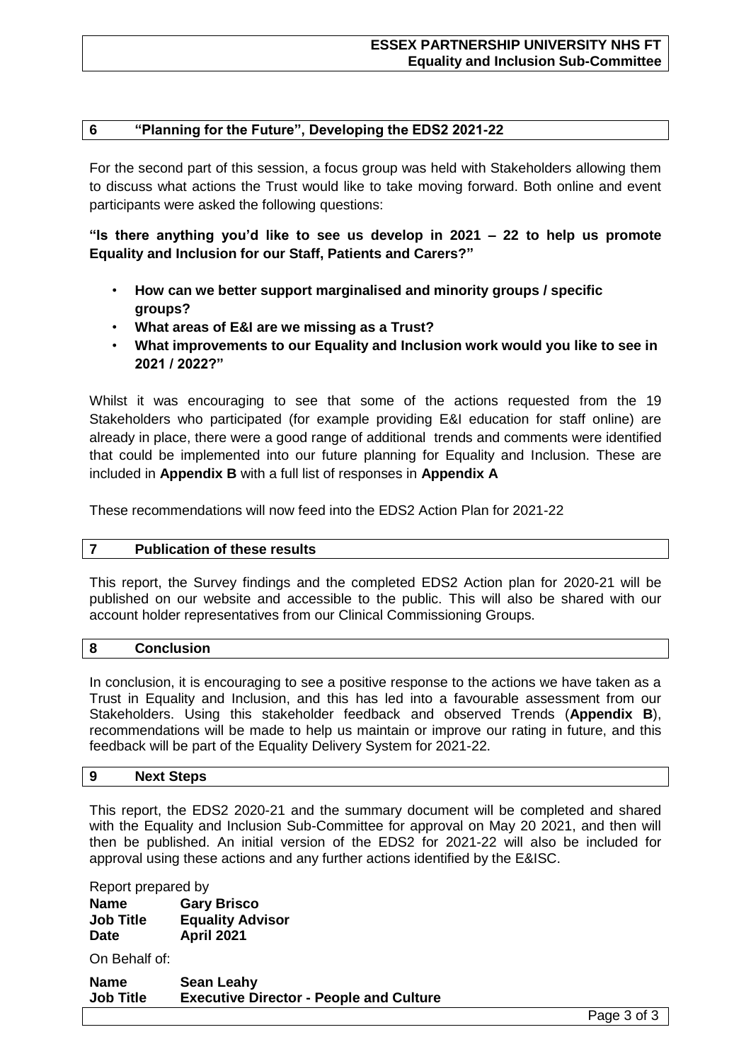## 6 "Planning for the Future", Developing the EDS2 2021-22

For the second part of this session, a focus group was held with Stakeholders allowing them to discuss what actions the Trust would like to take moving forward. Both online and event participants were asked the following questions:

**"Is there anything you'd like to see us develop in 2021 – 22 to help us promote Equality and Inclusion for our Staff, Patients and Carers?"**

- **How can we better support marginalised and minority groups / specific groups?**
- **What areas of E&I are we missing as a Trust?**
- **What improvements to our Equality and Inclusion work would you like to see in 2021 / 2022?"**

Whilst it was encouraging to see that some of the actions requested from the 19 Stakeholders who participated (for example providing E&I education for staff online) are already in place, there were a good range of additional trends and comments were identified that could be implemented into our future planning for Equality and Inclusion. These are included in **Appendix B** with a full list of responses in **Appendix A**

These recommendations will now feed into the EDS2 Action Plan for 2021-22

## 7 Publication of these results

This report, the Survey findings and the completed EDS2 Action plan for 2020-21 will be published on our website and accessible to the public. This will also be shared with our account holder representatives from our Clinical Commissioning Groups.

## 8 Conclusion

In conclusion, it is encouraging to see a positive response to the actions we have taken as a Trust in Equality and Inclusion, and this has led into a favourable assessment from our Stakeholders. Using this stakeholder feedback and observed Trends (**Appendix B**), recommendations will be made to help us maintain or improve our rating in future, and this feedback will be part of the Equality Delivery System for 2021-22.

## 9 Next Steps

This report, the EDS2 2020-21 and the summary document will be completed and shared with the Equality and Inclusion Sub-Committee for approval on May 20 2021, and then will then be published. An initial version of the EDS2 for 2021-22 will also be included for approval using these actions and any further actions identified by the E&ISC.

Report prepared by

**Name** **Gary Brisco**
**Job Title** **Equality Advisor**
**Date** **April 2021**

On Behalf of:

**Name** **Sean Leahy**
**Job Title** **Executive Director - People and Culture**